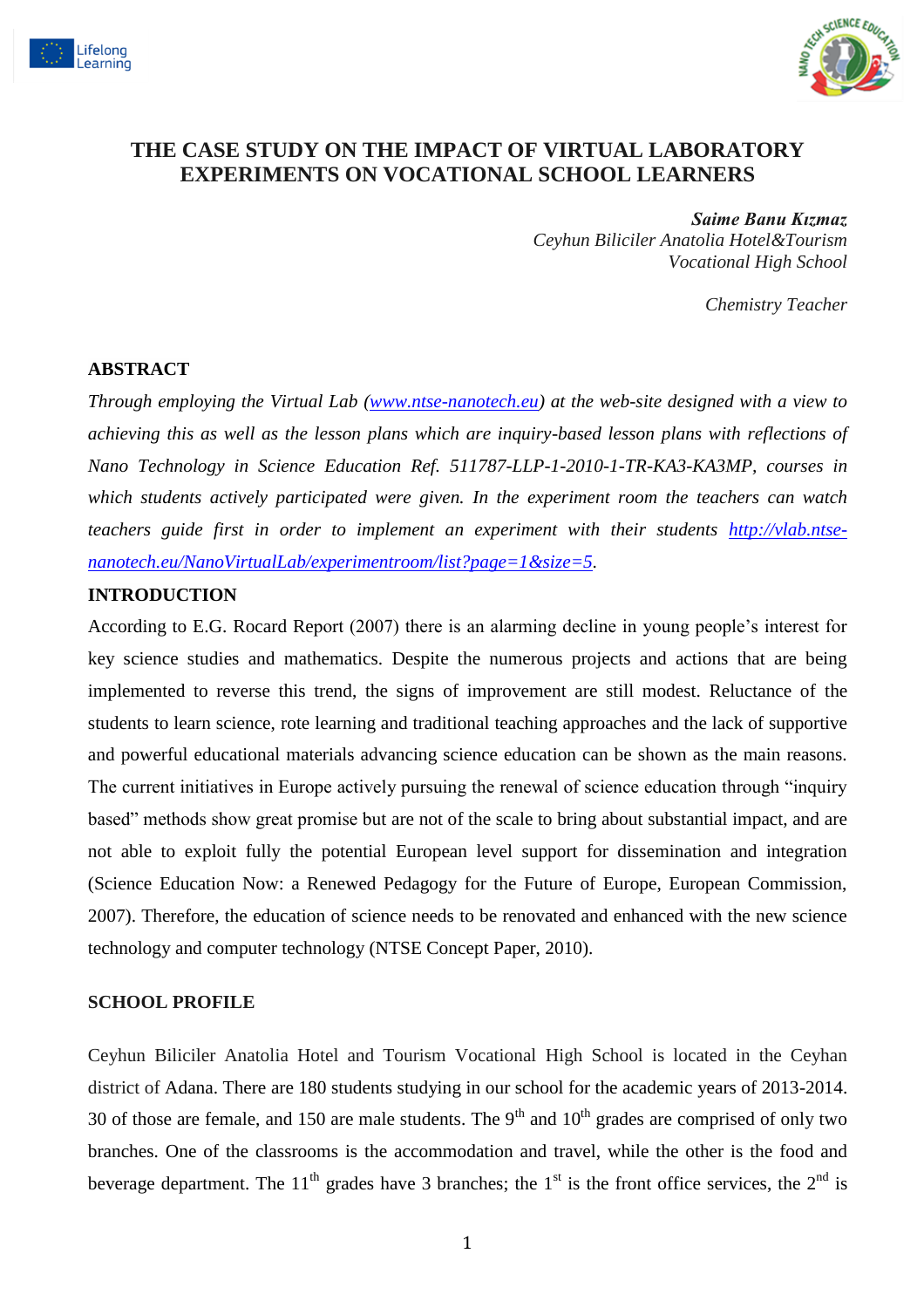# THE CASE STUDY ON THE IMPACT OF VIRTUAL LABORATORY EXPERIMENTS ON VOCATIONAL SCHOOL LEARNERS

***Saime Banu Kızmaz***
*Ceyhun Biliciler Anatolia Hotel&Tourism Vocational High School*

*Chemistry Teacher*

## ABSTRACT

*Through employing the Virtual Lab (www.ntse-nanotech.eu) at the web-site designed with a view to achieving this as well as the lesson plans which are inquiry-based lesson plans with reflections of Nano Technology in Science Education Ref. 511787-LLP-1-2010-1-TR-KA3-KA3MP, courses in which students actively participated were given. In the experiment room the teachers can watch teachers guide first in order to implement an experiment with their students http://vlab.ntse-nanotech.eu/NanoVirtualLab/experimentroom/list?page=1&size=5.*

## INTRODUCTION

According to E.G. Rocard Report (2007) there is an alarming decline in young people's interest for key science studies and mathematics. Despite the numerous projects and actions that are being implemented to reverse this trend, the signs of improvement are still modest. Reluctance of the students to learn science, rote learning and traditional teaching approaches and the lack of supportive and powerful educational materials advancing science education can be shown as the main reasons. The current initiatives in Europe actively pursuing the renewal of science education through "inquiry based" methods show great promise but are not of the scale to bring about substantial impact, and are not able to exploit fully the potential European level support for dissemination and integration (Science Education Now: a Renewed Pedagogy for the Future of Europe, European Commission, 2007). Therefore, the education of science needs to be renovated and enhanced with the new science technology and computer technology (NTSE Concept Paper, 2010).

## SCHOOL PROFILE

Ceyhun Biliciler Anatolia Hotel and Tourism Vocational High School is located in the Ceyhan district of Adana. There are 180 students studying in our school for the academic years of 2013-2014. 30 of those are female, and 150 are male students. The 9th and 10th grades are comprised of only two branches. One of the classrooms is the accommodation and travel, while the other is the food and beverage department. The 11th grades have 3 branches; the 1st is the front office services, the 2nd is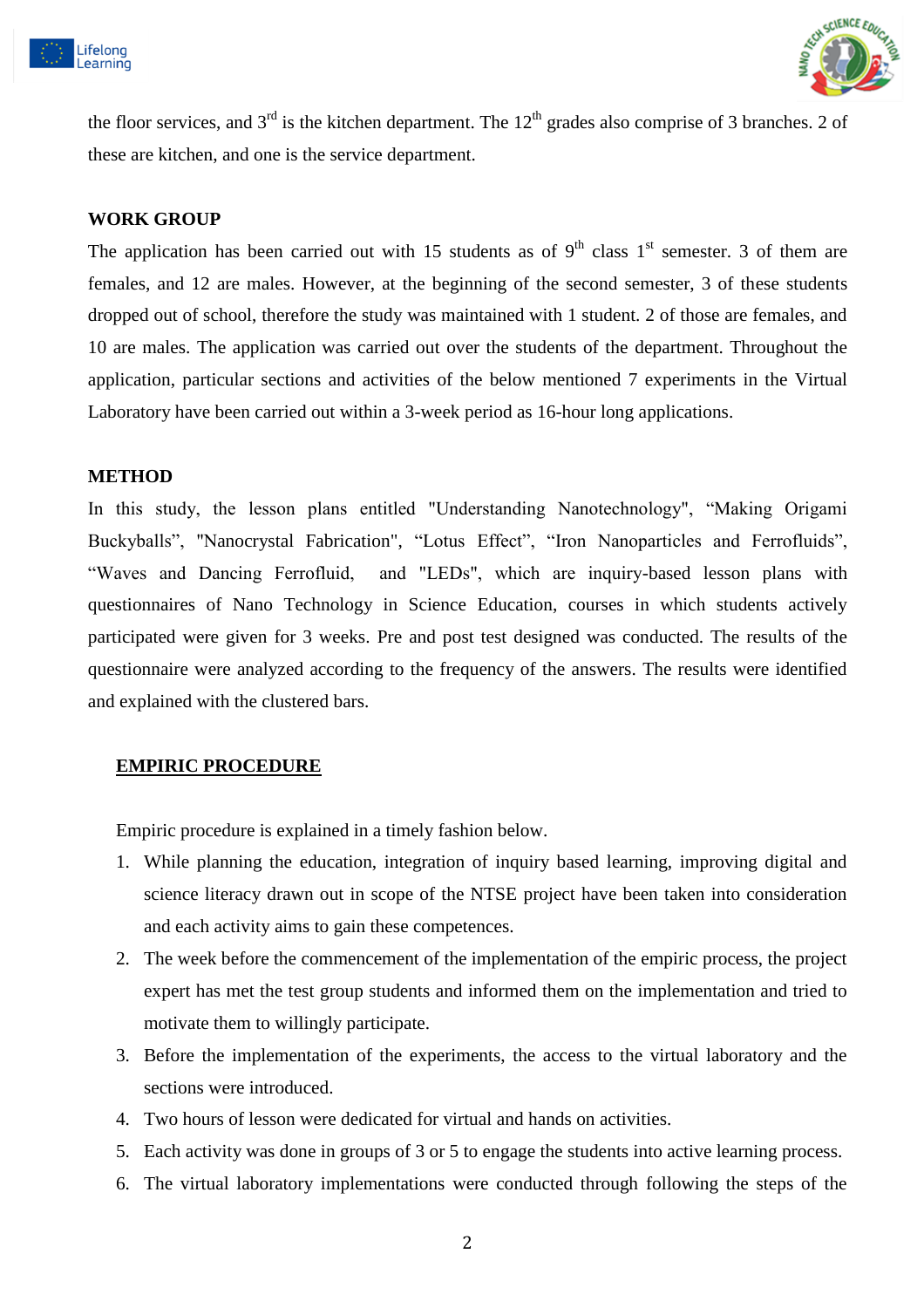the floor services, and 3rd is the kitchen department. The 12th grades also comprise of 3 branches. 2 of these are kitchen, and one is the service department.

**WORK GROUP**

The application has been carried out with 15 students as of 9th class 1st semester. 3 of them are females, and 12 are males. However, at the beginning of the second semester, 3 of these students dropped out of school, therefore the study was maintained with 1 student. 2 of those are females, and 10 are males. The application was carried out over the students of the department. Throughout the application, particular sections and activities of the below mentioned 7 experiments in the Virtual Laboratory have been carried out within a 3-week period as 16-hour long applications.

**METHOD**

In this study, the lesson plans entitled "Understanding Nanotechnology", "Making Origami Buckyballs", "Nanocrystal Fabrication", "Lotus Effect", "Iron Nanoparticles and Ferrofluids", "Waves and Dancing Ferrofluid, and "LEDs", which are inquiry-based lesson plans with questionnaires of Nano Technology in Science Education, courses in which students actively participated were given for 3 weeks. Pre and post test designed was conducted. The results of the questionnaire were analyzed according to the frequency of the answers. The results were identified and explained with the clustered bars.

**EMPIRIC PROCEDURE**

Empiric procedure is explained in a timely fashion below.

1. While planning the education, integration of inquiry based learning, improving digital and science literacy drawn out in scope of the NTSE project have been taken into consideration and each activity aims to gain these competences.
2. The week before the commencement of the implementation of the empiric process, the project expert has met the test group students and informed them on the implementation and tried to motivate them to willingly participate.
3. Before the implementation of the experiments, the access to the virtual laboratory and the sections were introduced.
4. Two hours of lesson were dedicated for virtual and hands on activities.
5. Each activity was done in groups of 3 or 5 to engage the students into active learning process.
6. The virtual laboratory implementations were conducted through following the steps of the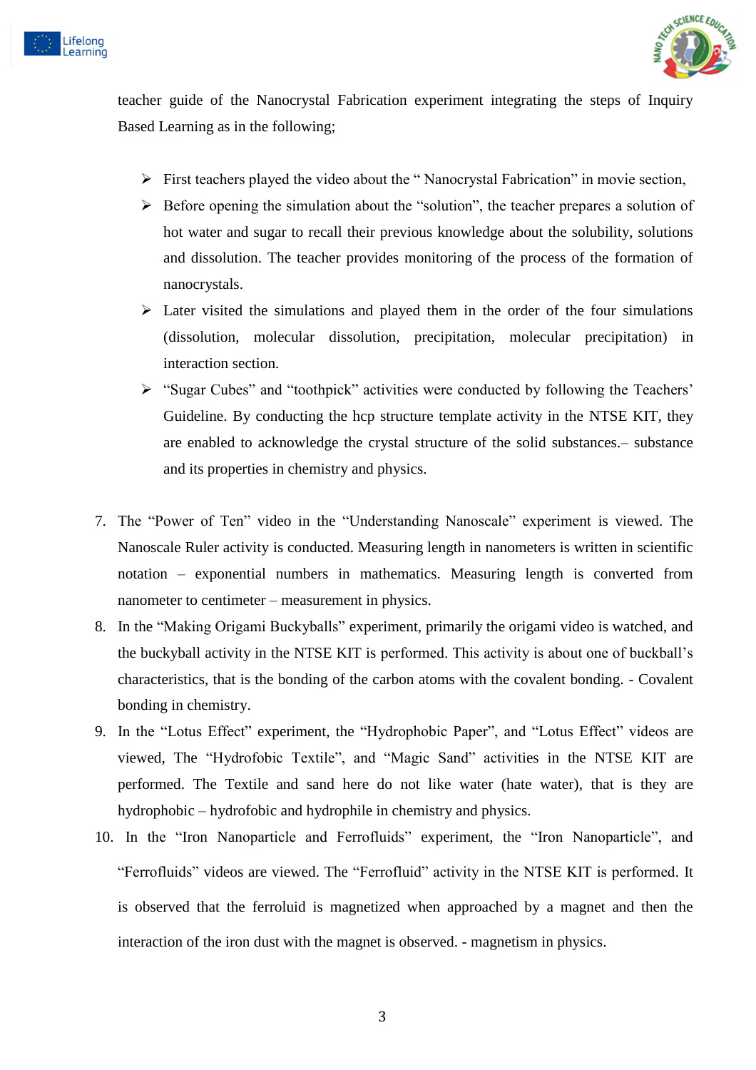teacher guide of the Nanocrystal Fabrication experiment integrating the steps of Inquiry Based Learning as in the following;

- First teachers played the video about the " Nanocrystal Fabrication" in movie section,
- Before opening the simulation about the "solution", the teacher prepares a solution of hot water and sugar to recall their previous knowledge about the solubility, solutions and dissolution. The teacher provides monitoring of the process of the formation of nanocrystals.
- Later visited the simulations and played them in the order of the four simulations (dissolution, molecular dissolution, precipitation, molecular precipitation) in interaction section.
- "Sugar Cubes" and "toothpick" activities were conducted by following the Teachers' Guideline. By conducting the hcp structure template activity in the NTSE KIT, they are enabled to acknowledge the crystal structure of the solid substances.– substance and its properties in chemistry and physics.

7. The "Power of Ten" video in the "Understanding Nanoscale" experiment is viewed. The Nanoscale Ruler activity is conducted. Measuring length in nanometers is written in scientific notation – exponential numbers in mathematics. Measuring length is converted from nanometer to centimeter – measurement in physics.
8. In the "Making Origami Buckyballs" experiment, primarily the origami video is watched, and the buckyball activity in the NTSE KIT is performed. This activity is about one of buckball's characteristics, that is the bonding of the carbon atoms with the covalent bonding. - Covalent bonding in chemistry.
9. In the "Lotus Effect" experiment, the "Hydrophobic Paper", and "Lotus Effect" videos are viewed, The "Hydrofobic Textile", and "Magic Sand" activities in the NTSE KIT are performed. The Textile and sand here do not like water (hate water), that is they are hydrophobic – hydrofobic and hydrophile in chemistry and physics.
10. In the "Iron Nanoparticle and Ferrofluids" experiment, the "Iron Nanoparticle", and "Ferrofluids" videos are viewed. The "Ferrofluid" activity in the NTSE KIT is performed. It is observed that the ferroluid is magnetized when approached by a magnet and then the interaction of the iron dust with the magnet is observed. - magnetism in physics.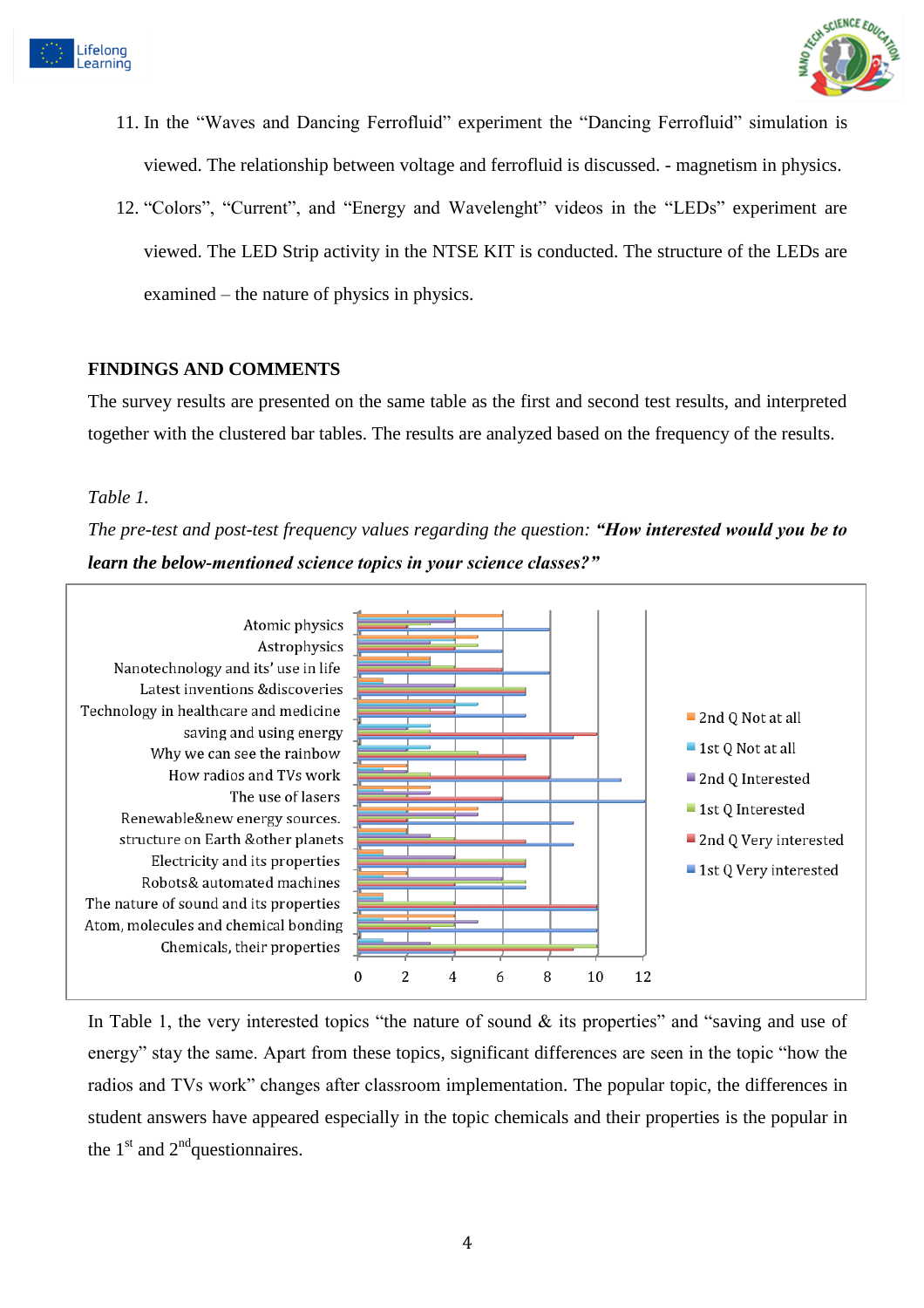11. In the "Waves and Dancing Ferrofluid" experiment the "Dancing Ferrofluid" simulation is viewed. The relationship between voltage and ferrofluid is discussed. - magnetism in physics.
12. "Colors", "Current", and "Energy and Wavelenght" videos in the "LEDs" experiment are viewed. The LED Strip activity in the NTSE KIT is conducted. The structure of the LEDs are examined – the nature of physics in physics.

## FINDINGS AND COMMENTS

The survey results are presented on the same table as the first and second test results, and interpreted together with the clustered bar tables. The results are analyzed based on the frequency of the results.

*Table 1.*

*The pre-test and post-test frequency values regarding the question:* ***"How interested would you be to learn the below-mentioned science topics in your science classes?"***

In Table 1, the very interested topics "the nature of sound & its properties" and "saving and use of energy" stay the same. Apart from these topics, significant differences are seen in the topic "how the radios and TVs work" changes after classroom implementation. The popular topic, the differences in student answers have appeared especially in the topic chemicals and their properties is the popular in the 1st and 2nd questionnaires.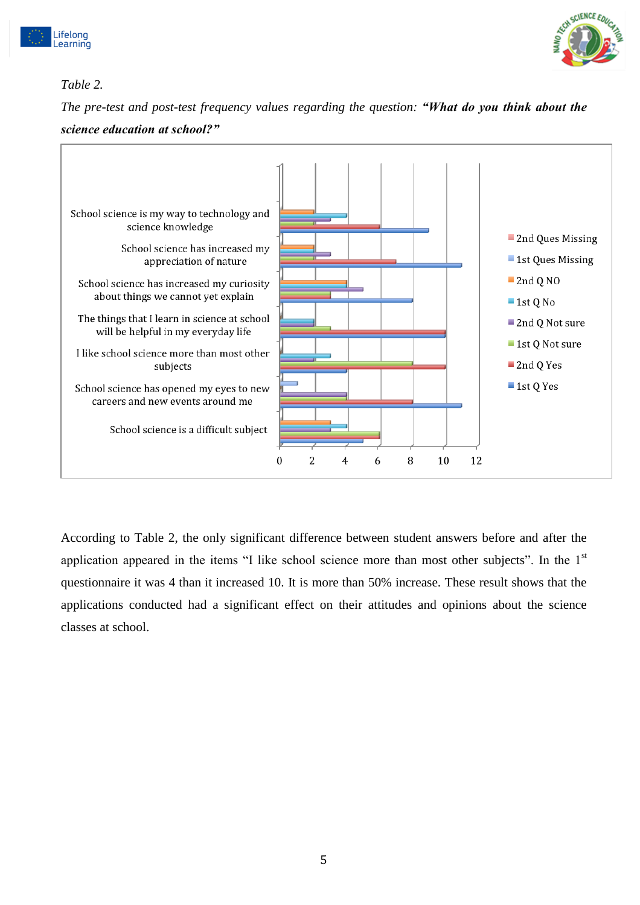*Table 2.*

*The pre-test and post-test frequency values regarding the question:* ***"What do you think about the science education at school?"***

According to Table 2, the only significant difference between student answers before and after the application appeared in the items "I like school science more than most other subjects". In the 1st questionnaire it was 4 than it increased 10. It is more than 50% increase. These result shows that the applications conducted had a significant effect on their attitudes and opinions about the science classes at school.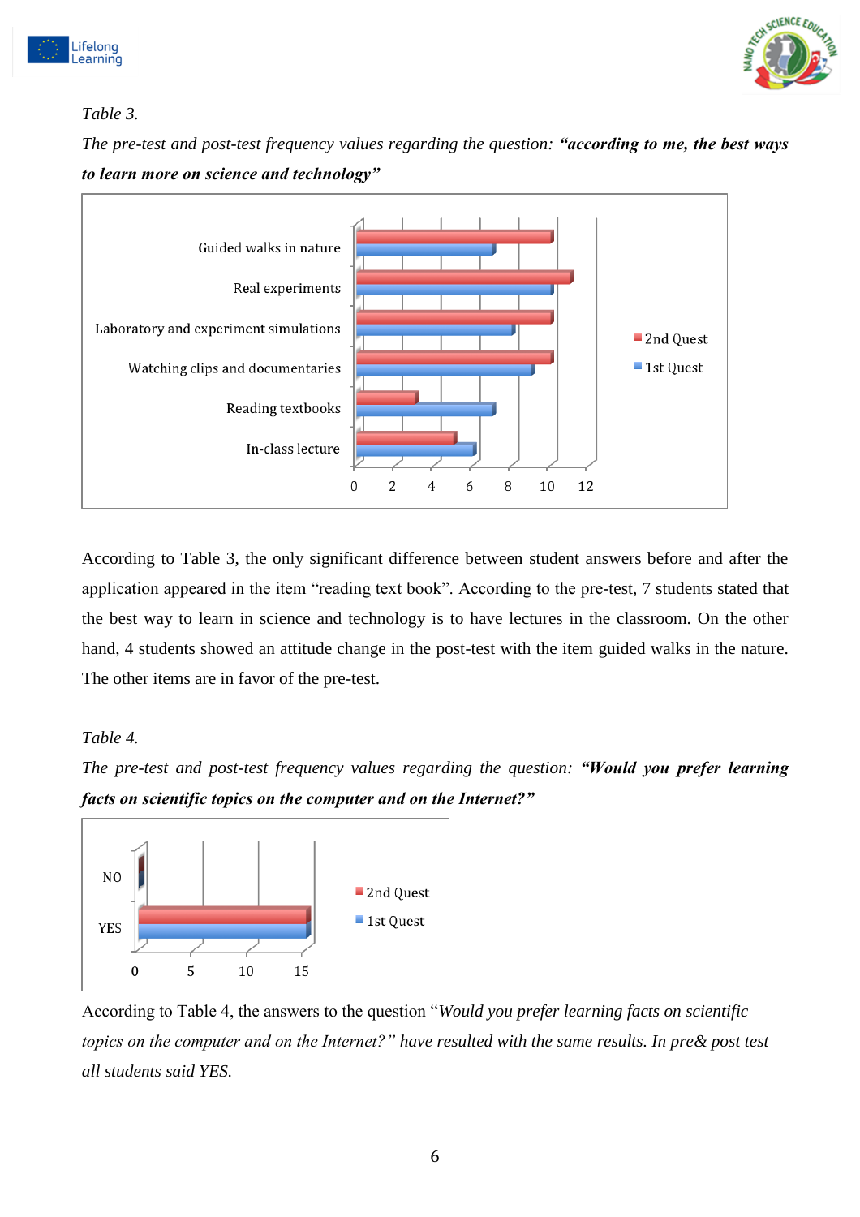*Table 3.*

*The pre-test and post-test frequency values regarding the question:* ***"according to me, the best ways to learn more on science and technology"***

| | 2nd Quest | 1st Quest |
|---|---|---|
| Guided walks in nature | 10 | 7 |
| Real experiments | 11 | 10 |
| Laboratory and experiment simulations | 10 | 8 |
| Watching clips and documentaries | 10 | 9 |
| Reading textbooks | 3 | 7 |
| In-class lecture | 5 | 6 |

According to Table 3, the only significant difference between student answers before and after the application appeared in the item "reading text book". According to the pre-test, 7 students stated that the best way to learn in science and technology is to have lectures in the classroom. On the other hand, 4 students showed an attitude change in the post-test with the item guided walks in the nature. The other items are in favor of the pre-test.

*Table 4.*

*The pre-test and post-test frequency values regarding the question:* ***"Would you prefer learning facts on scientific topics on the computer and on the Internet?"***

| | 2nd Quest | 1st Quest |
|---|---|---|
| NO | 0 | 0 |
| YES | 15 | 15 |

According to Table 4, the answers to the question "*Would you prefer learning facts on scientific topics on the computer and on the Internet?" have resulted with the same results. In pre& post test all students said YES.*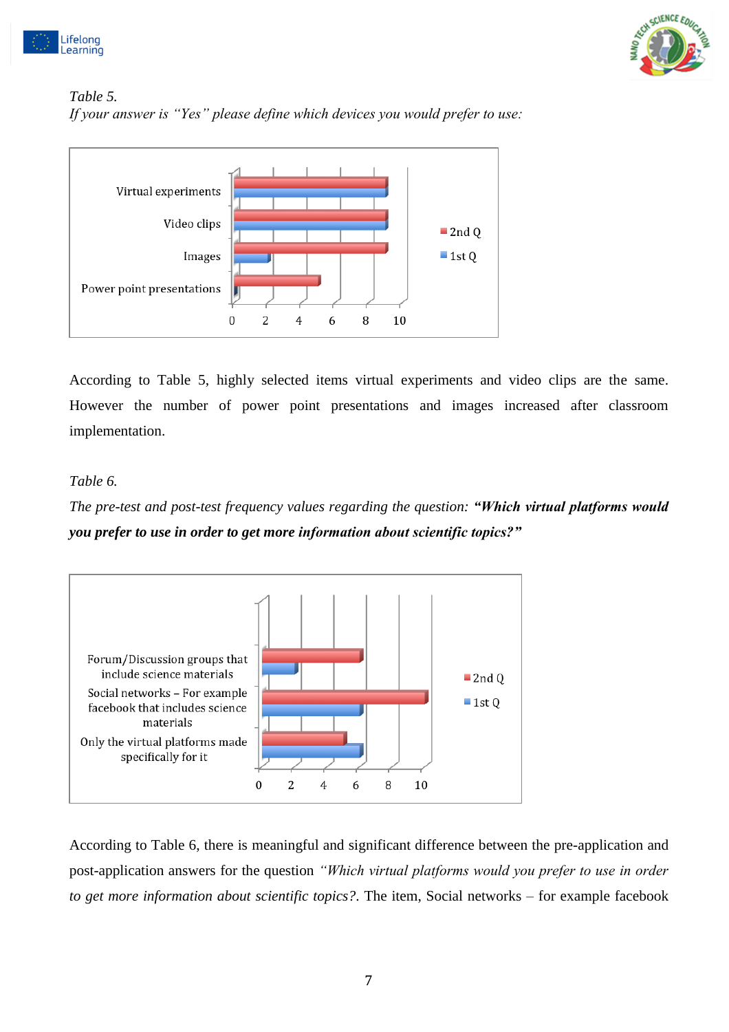*Table 5.*

*If your answer is "Yes" please define which devices you would prefer to use:*

According to Table 5, highly selected items virtual experiments and video clips are the same. However the number of power point presentations and images increased after classroom implementation.

*Table 6.*

*The pre-test and post-test frequency values regarding the question:* ***"Which virtual platforms would you prefer to use in order to get more information about scientific topics?"***

According to Table 6, there is meaningful and significant difference between the pre-application and post-application answers for the question *"Which virtual platforms would you prefer to use in order to get more information about scientific topics?*. The item, Social networks – for example facebook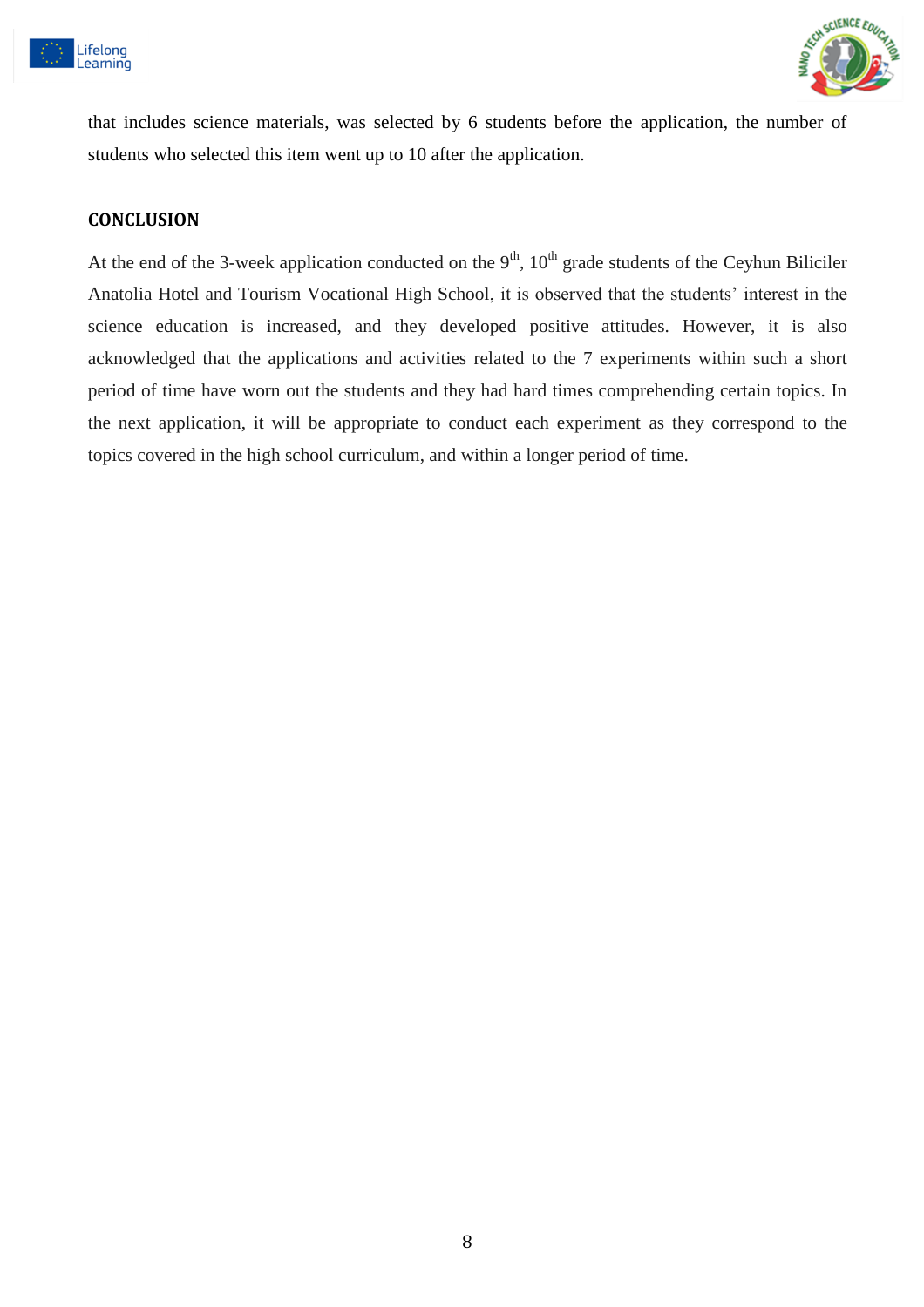that includes science materials, was selected by 6 students before the application, the number of students who selected this item went up to 10 after the application.

## CONCLUSION

At the end of the 3-week application conducted on the 9$^{th}$, 10$^{th}$ grade students of the Ceyhun Biliciler Anatolia Hotel and Tourism Vocational High School, it is observed that the students' interest in the science education is increased, and they developed positive attitudes. However, it is also acknowledged that the applications and activities related to the 7 experiments within such a short period of time have worn out the students and they had hard times comprehending certain topics. In the next application, it will be appropriate to conduct each experiment as they correspond to the topics covered in the high school curriculum, and within a longer period of time.